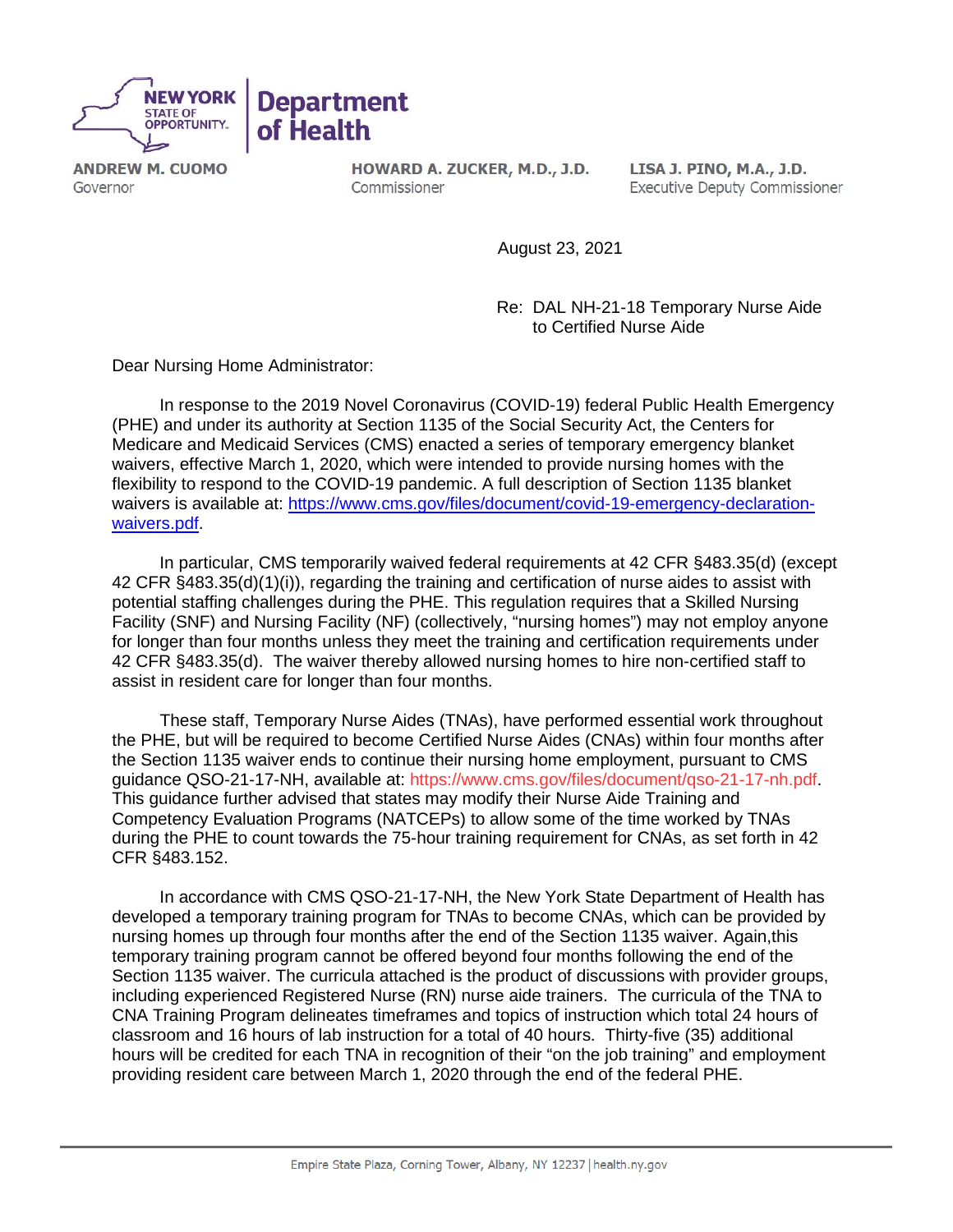NEW YORK STATE OF OPPORTUNITY. | Department of Health

**ANDREW M. CUOMO**
Governor

**HOWARD A. ZUCKER, M.D., J.D.**
Commissioner

**LISA J. PINO, M.A., J.D.**
Executive Deputy Commissioner

August 23, 2021

Re: DAL NH-21-18 Temporary Nurse Aide to Certified Nurse Aide

Dear Nursing Home Administrator:

In response to the 2019 Novel Coronavirus (COVID-19) federal Public Health Emergency (PHE) and under its authority at Section 1135 of the Social Security Act, the Centers for Medicare and Medicaid Services (CMS) enacted a series of temporary emergency blanket waivers, effective March 1, 2020, which were intended to provide nursing homes with the flexibility to respond to the COVID-19 pandemic. A full description of Section 1135 blanket waivers is available at: [https://www.cms.gov/files/document/covid-19-emergency-declaration-waivers.pdf](https://www.cms.gov/files/document/covid-19-emergency-declaration-waivers.pdf).

In particular, CMS temporarily waived federal requirements at 42 CFR §483.35(d) (except 42 CFR §483.35(d)(1)(i)), regarding the training and certification of nurse aides to assist with potential staffing challenges during the PHE. This regulation requires that a Skilled Nursing Facility (SNF) and Nursing Facility (NF) (collectively, "nursing homes") may not employ anyone for longer than four months unless they meet the training and certification requirements under 42 CFR §483.35(d). The waiver thereby allowed nursing homes to hire non-certified staff to assist in resident care for longer than four months.

These staff, Temporary Nurse Aides (TNAs), have performed essential work throughout the PHE, but will be required to become Certified Nurse Aides (CNAs) within four months after the Section 1135 waiver ends to continue their nursing home employment, pursuant to CMS guidance QSO-21-17-NH, available at: https://www.cms.gov/files/document/qso-21-17-nh.pdf. This guidance further advised that states may modify their Nurse Aide Training and Competency Evaluation Programs (NATCEPs) to allow some of the time worked by TNAs during the PHE to count towards the 75-hour training requirement for CNAs, as set forth in 42 CFR §483.152.

In accordance with CMS QSO-21-17-NH, the New York State Department of Health has developed a temporary training program for TNAs to become CNAs, which can be provided by nursing homes up through four months after the end of the Section 1135 waiver. Again,this temporary training program cannot be offered beyond four months following the end of the Section 1135 waiver. The curricula attached is the product of discussions with provider groups, including experienced Registered Nurse (RN) nurse aide trainers. The curricula of the TNA to CNA Training Program delineates timeframes and topics of instruction which total 24 hours of classroom and 16 hours of lab instruction for a total of 40 hours. Thirty-five (35) additional hours will be credited for each TNA in recognition of their "on the job training" and employment providing resident care between March 1, 2020 through the end of the federal PHE.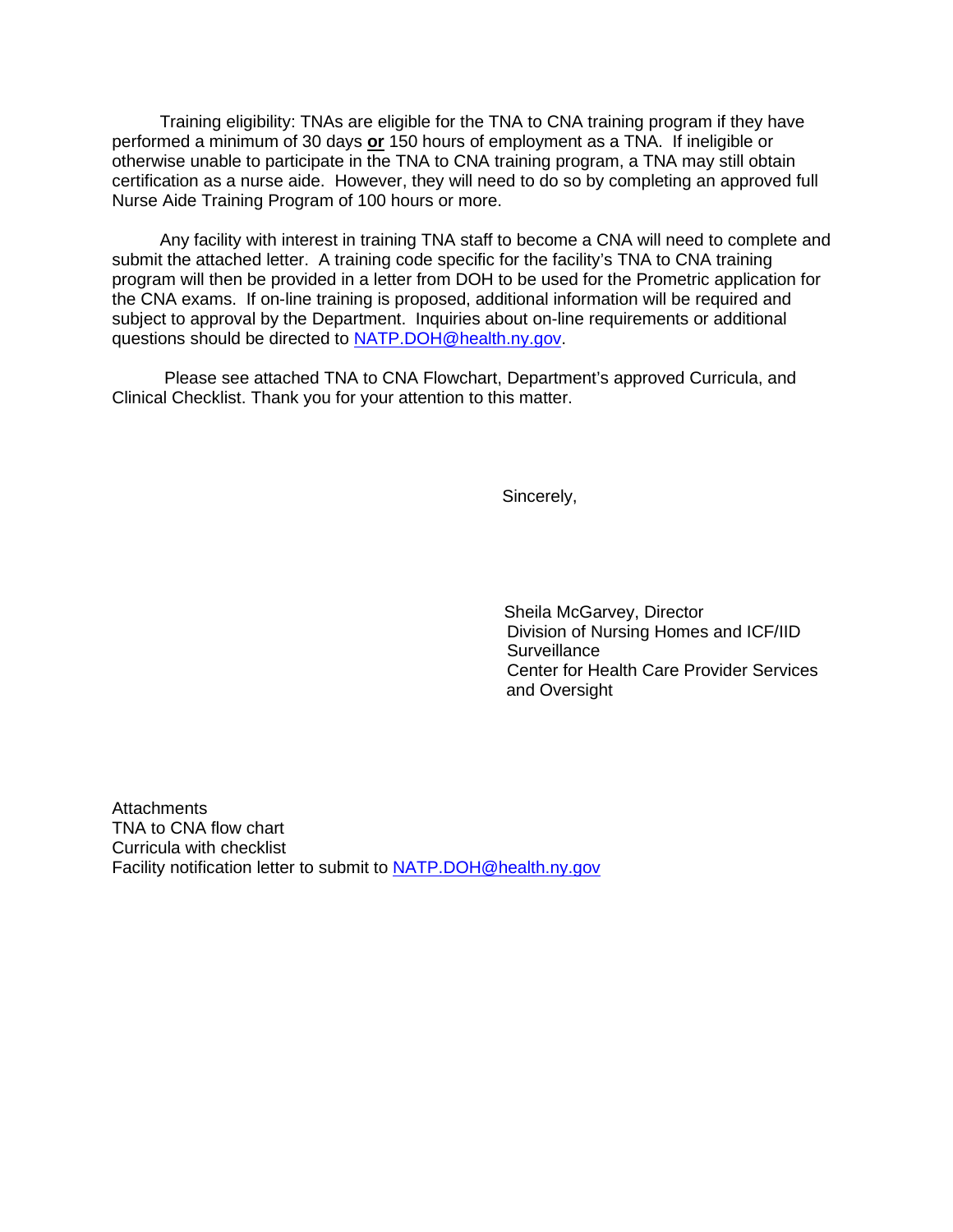Training eligibility: TNAs are eligible for the TNA to CNA training program if they have performed a minimum of 30 days **or** 150 hours of employment as a TNA. If ineligible or otherwise unable to participate in the TNA to CNA training program, a TNA may still obtain certification as a nurse aide. However, they will need to do so by completing an approved full Nurse Aide Training Program of 100 hours or more.

Any facility with interest in training TNA staff to become a CNA will need to complete and submit the attached letter. A training code specific for the facility's TNA to CNA training program will then be provided in a letter from DOH to be used for the Prometric application for the CNA exams. If on-line training is proposed, additional information will be required and subject to approval by the Department. Inquiries about on-line requirements or additional questions should be directed to NATP.DOH@health.ny.gov.

Please see attached TNA to CNA Flowchart, Department's approved Curricula, and Clinical Checklist. Thank you for your attention to this matter.

Sincerely,

Sheila McGarvey, Director
Division of Nursing Homes and ICF/IID Surveillance
Center for Health Care Provider Services and Oversight

Attachments
TNA to CNA flow chart
Curricula with checklist
Facility notification letter to submit to NATP.DOH@health.ny.gov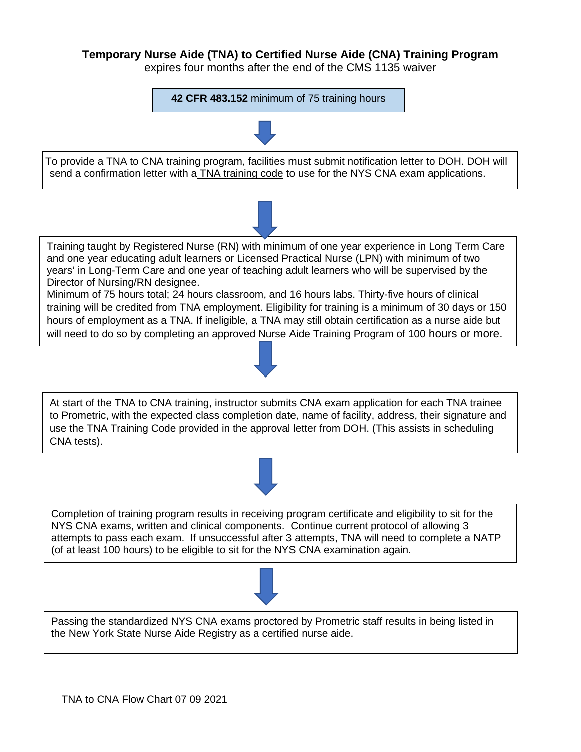# Temporary Nurse Aide (TNA) to Certified Nurse Aide (CNA) Training Program

expires four months after the end of the CMS 1135 waiver

**42 CFR 483.152** minimum of 75 training hours

To provide a TNA to CNA training program, facilities must submit notification letter to DOH. DOH will send a confirmation letter with a TNA training code to use for the NYS CNA exam applications.

Training taught by Registered Nurse (RN) with minimum of one year experience in Long Term Care and one year educating adult learners or Licensed Practical Nurse (LPN) with minimum of two years' in Long-Term Care and one year of teaching adult learners who will be supervised by the Director of Nursing/RN designee.

Minimum of 75 hours total; 24 hours classroom, and 16 hours labs. Thirty-five hours of clinical training will be credited from TNA employment. Eligibility for training is a minimum of 30 days or 150 hours of employment as a TNA. If ineligible, a TNA may still obtain certification as a nurse aide but will need to do so by completing an approved Nurse Aide Training Program of 100 hours or more.

At start of the TNA to CNA training, instructor submits CNA exam application for each TNA trainee to Prometric, with the expected class completion date, name of facility, address, their signature and use the TNA Training Code provided in the approval letter from DOH. (This assists in scheduling CNA tests).

Completion of training program results in receiving program certificate and eligibility to sit for the NYS CNA exams, written and clinical components. Continue current protocol of allowing 3 attempts to pass each exam. If unsuccessful after 3 attempts, TNA will need to complete a NATP (of at least 100 hours) to be eligible to sit for the NYS CNA examination again.

Passing the standardized NYS CNA exams proctored by Prometric staff results in being listed in the New York State Nurse Aide Registry as a certified nurse aide.

TNA to CNA Flow Chart 07 09 2021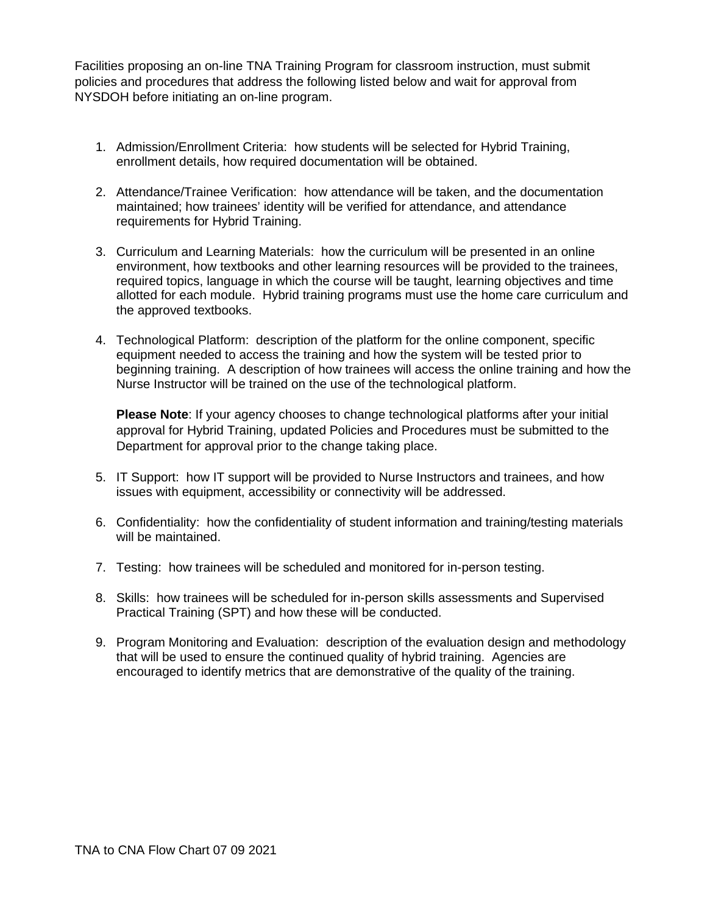Facilities proposing an on-line TNA Training Program for classroom instruction, must submit policies and procedures that address the following listed below and wait for approval from NYSDOH before initiating an on-line program.

1. Admission/Enrollment Criteria: how students will be selected for Hybrid Training, enrollment details, how required documentation will be obtained.

2. Attendance/Trainee Verification: how attendance will be taken, and the documentation maintained; how trainees' identity will be verified for attendance, and attendance requirements for Hybrid Training.

3. Curriculum and Learning Materials: how the curriculum will be presented in an online environment, how textbooks and other learning resources will be provided to the trainees, required topics, language in which the course will be taught, learning objectives and time allotted for each module. Hybrid training programs must use the home care curriculum and the approved textbooks.

4. Technological Platform: description of the platform for the online component, specific equipment needed to access the training and how the system will be tested prior to beginning training. A description of how trainees will access the online training and how the Nurse Instructor will be trained on the use of the technological platform.

   **Please Note**: If your agency chooses to change technological platforms after your initial approval for Hybrid Training, updated Policies and Procedures must be submitted to the Department for approval prior to the change taking place.

5. IT Support: how IT support will be provided to Nurse Instructors and trainees, and how issues with equipment, accessibility or connectivity will be addressed.

6. Confidentiality: how the confidentiality of student information and training/testing materials will be maintained.

7. Testing: how trainees will be scheduled and monitored for in-person testing.

8. Skills: how trainees will be scheduled for in-person skills assessments and Supervised Practical Training (SPT) and how these will be conducted.

9. Program Monitoring and Evaluation: description of the evaluation design and methodology that will be used to ensure the continued quality of hybrid training. Agencies are encouraged to identify metrics that are demonstrative of the quality of the training.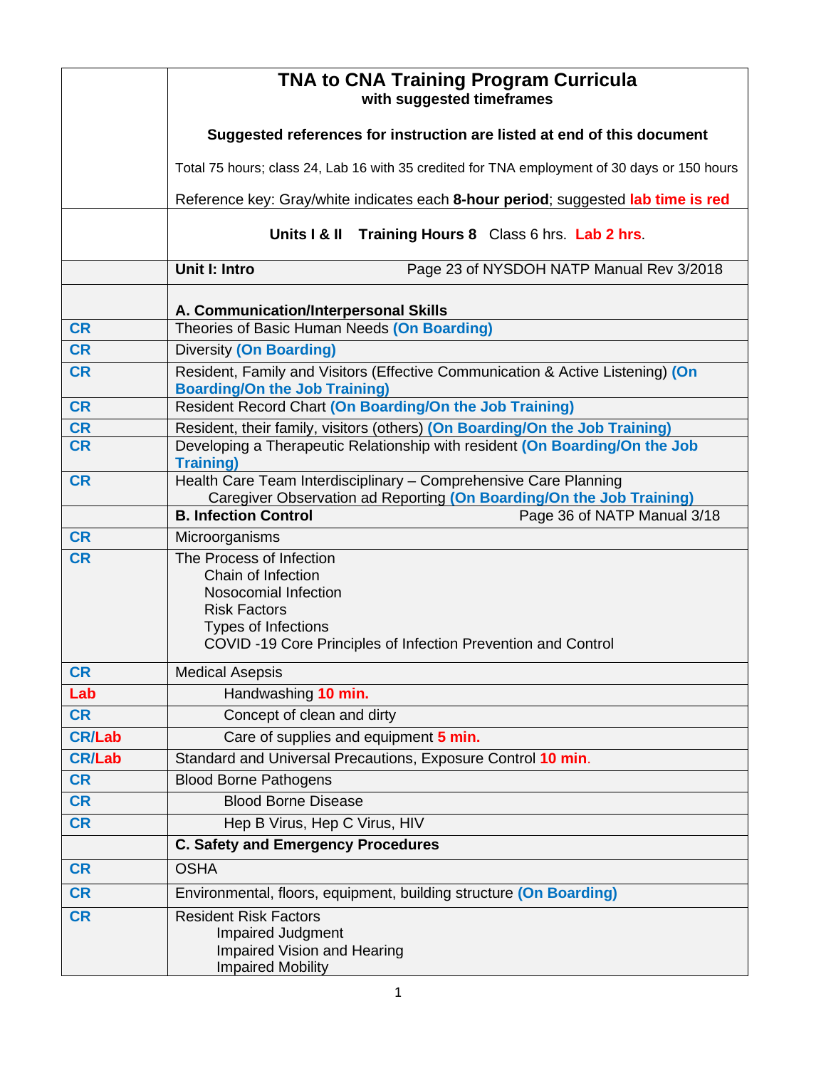| | **TNA to CNA Training Program Curricula** <br> **with suggested timeframes** <br><br> **Suggested references for instruction are listed at end of this document** <br><br> Total 75 hours; class 24, Lab 16 with 35 credited for TNA employment of 30 days or 150 hours <br><br> Reference key: Gray/white indicates each **8-hour period**; suggested **lab time is red** |
|---|---|
| | **Units I & II Training Hours 8** Class 6 hrs. **Lab 2 hrs**. |
| | **Unit I: Intro** Page 23 of NYSDOH NATP Manual Rev 3/2018 |
| | **A. Communication/Interpersonal Skills** |
| **CR** | Theories of Basic Human Needs **(On Boarding)** |
| **CR** | Diversity **(On Boarding)** |
| **CR** | Resident, Family and Visitors (Effective Communication & Active Listening) **(On Boarding/On the Job Training)** |
| **CR** | Resident Record Chart **(On Boarding/On the Job Training)** |
| **CR** | Resident, their family, visitors (others) **(On Boarding/On the Job Training)** |
| **CR** | Developing a Therapeutic Relationship with resident **(On Boarding/On the Job Training)** |
| **CR** | Health Care Team Interdisciplinary – Comprehensive Care Planning <br> Caregiver Observation ad Reporting **(On Boarding/On the Job Training)** |
| | **B. Infection Control** Page 36 of NATP Manual 3/18 |
| **CR** | Microorganisms |
| **CR** | The Process of Infection <br> Chain of Infection <br> Nosocomial Infection <br> Risk Factors <br> Types of Infections <br> COVID -19 Core Principles of Infection Prevention and Control |
| **CR** | Medical Asepsis |
| **Lab** | Handwashing **10 min.** |
| **CR** | Concept of clean and dirty |
| **CR/Lab** | Care of supplies and equipment **5 min.** |
| **CR/Lab** | Standard and Universal Precautions, Exposure Control **10 min**. |
| **CR** | Blood Borne Pathogens |
| **CR** | Blood Borne Disease |
| **CR** | Hep B Virus, Hep C Virus, HIV |
| | **C. Safety and Emergency Procedures** |
| **CR** | OSHA |
| **CR** | Environmental, floors, equipment, building structure **(On Boarding)** |
| **CR** | Resident Risk Factors <br> Impaired Judgment <br> Impaired Vision and Hearing <br> Impaired Mobility |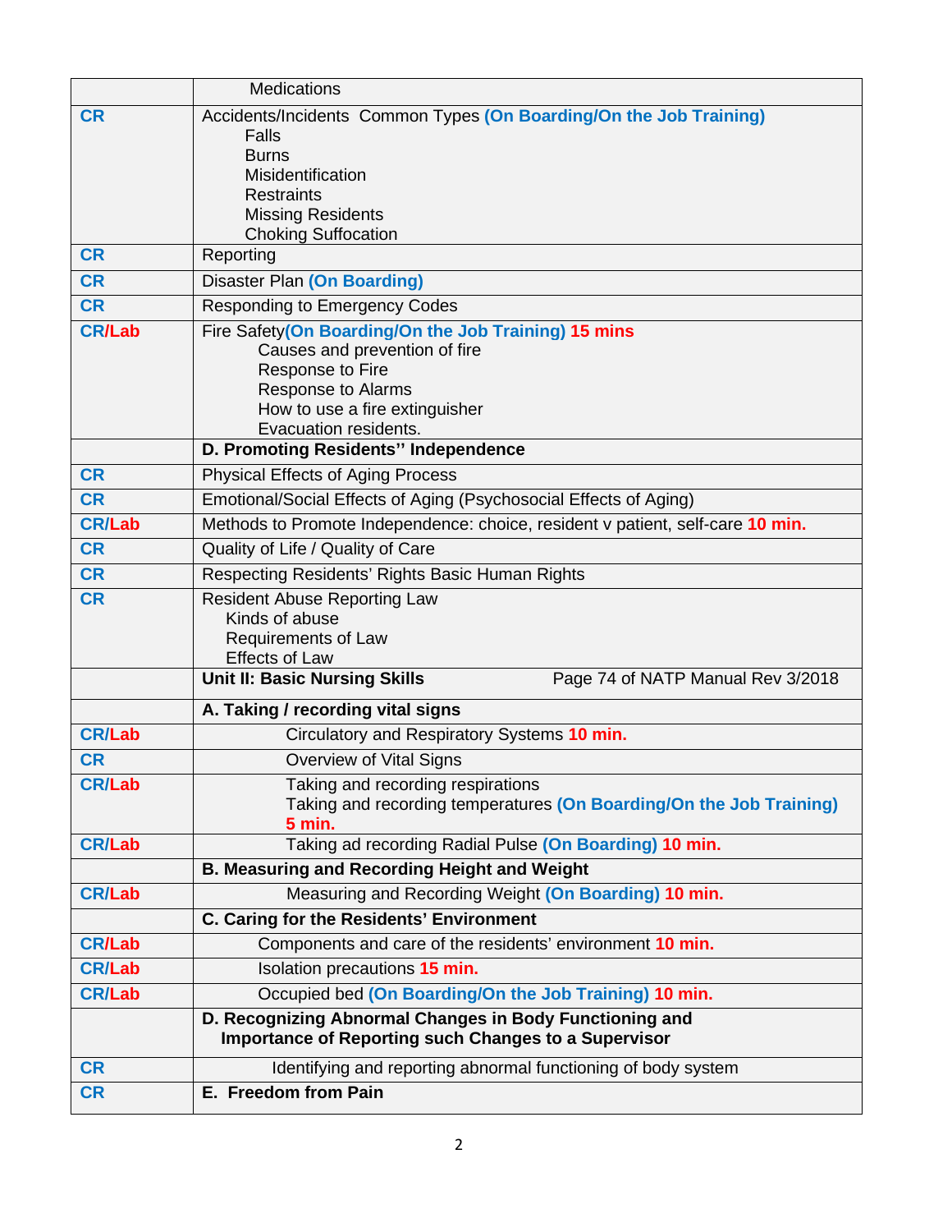| | |
|---|---|
| | Medications |
| CR | Accidents/Incidents Common Types **(On Boarding/On the Job Training)**<br>Falls<br>Burns<br>Misidentification<br>Restraints<br>Missing Residents<br>Choking Suffocation |
| CR | Reporting |
| CR | Disaster Plan **(On Boarding)** |
| CR | Responding to Emergency Codes |
| CR/Lab | Fire Safety**(On Boarding/On the Job Training) 15 mins**<br>Causes and prevention of fire<br>Response to Fire<br>Response to Alarms<br>How to use a fire extinguisher<br>Evacuation residents. |
| | **D. Promoting Residents'' Independence** |
| CR | Physical Effects of Aging Process |
| CR | Emotional/Social Effects of Aging (Psychosocial Effects of Aging) |
| CR/Lab | Methods to Promote Independence: choice, resident v patient, self-care **10 min.** |
| CR | Quality of Life / Quality of Care |
| CR | Respecting Residents' Rights Basic Human Rights |
| CR | Resident Abuse Reporting Law<br>Kinds of abuse<br>Requirements of Law<br>Effects of Law |
| | **Unit II: Basic Nursing Skills** Page 74 of NATP Manual Rev 3/2018 |
| | **A. Taking / recording vital signs** |
| CR/Lab | Circulatory and Respiratory Systems **10 min.** |
| CR | Overview of Vital Signs |
| CR/Lab | Taking and recording respirations<br>Taking and recording temperatures **(On Boarding/On the Job Training) 5 min.** |
| CR/Lab | Taking ad recording Radial Pulse **(On Boarding) 10 min.** |
| | **B. Measuring and Recording Height and Weight** |
| CR/Lab | Measuring and Recording Weight **(On Boarding) 10 min.** |
| | **C. Caring for the Residents' Environment** |
| CR/Lab | Components and care of the residents' environment **10 min.** |
| CR/Lab | Isolation precautions **15 min.** |
| CR/Lab | Occupied bed **(On Boarding/On the Job Training) 10 min.** |
| | **D. Recognizing Abnormal Changes in Body Functioning and Importance of Reporting such Changes to a Supervisor** |
| CR | Identifying and reporting abnormal functioning of body system |
| CR | **E. Freedom from Pain** |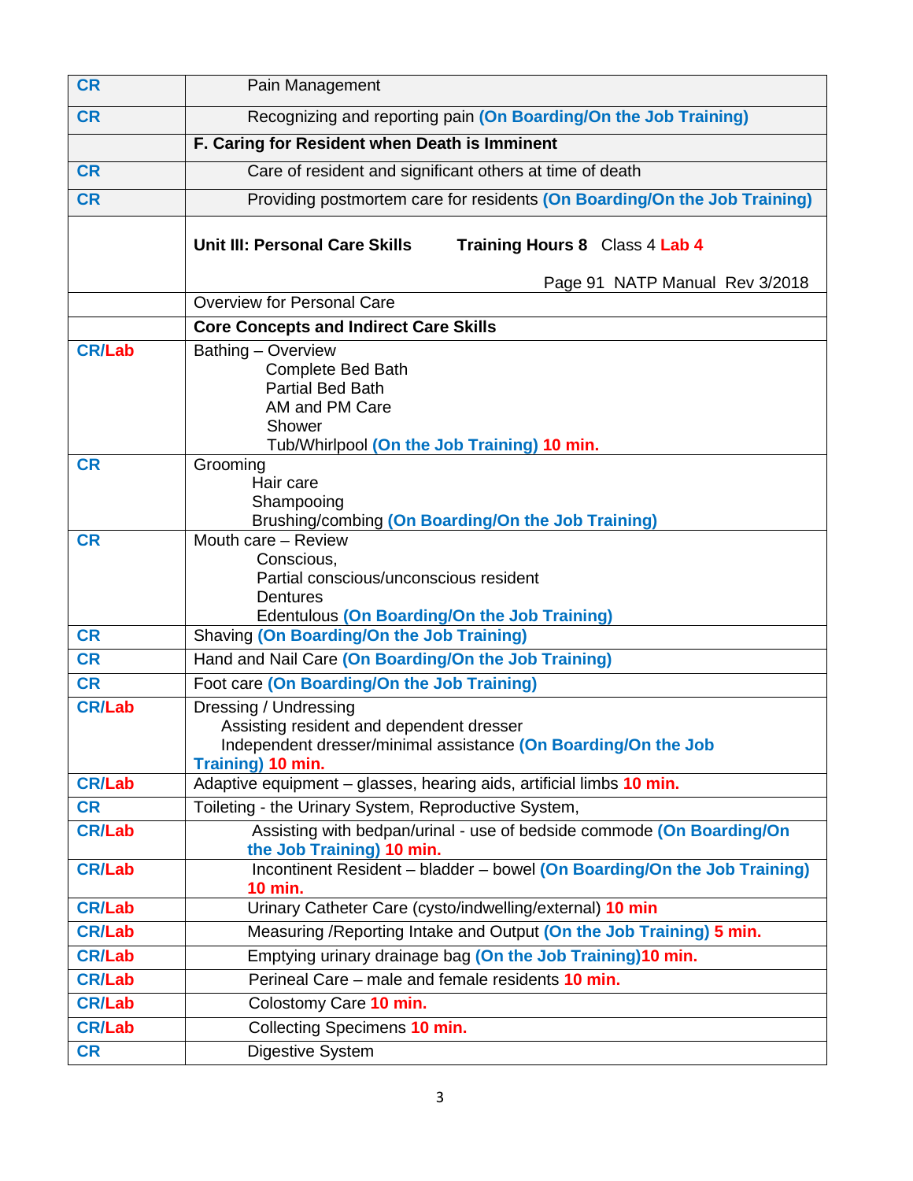| | |
|---|---|
| CR | Pain Management |
| CR | Recognizing and reporting pain **(On Boarding/On the Job Training)** |
| | **F. Caring for Resident when Death is Imminent** |
| CR | Care of resident and significant others at time of death |
| CR | Providing postmortem care for residents **(On Boarding/On the Job Training)** |
| | **Unit III: Personal Care Skills** **Training Hours 8** Class 4 **Lab 4**<br><br>Page 91 NATP Manual Rev 3/2018 |
| | Overview for Personal Care |
| | **Core Concepts and Indirect Care Skills** |
| CR/Lab | Bathing – Overview<br>Complete Bed Bath<br>Partial Bed Bath<br>AM and PM Care<br>Shower<br>Tub/Whirlpool **(On the Job Training)** **10 min.** |
| CR | Grooming<br>Hair care<br>Shampooing<br>Brushing/combing **(On Boarding/On the Job Training)** |
| CR | Mouth care – Review<br>Conscious,<br>Partial conscious/unconscious resident<br>Dentures<br>Edentulous **(On Boarding/On the Job Training)** |
| CR | Shaving **(On Boarding/On the Job Training)** |
| CR | Hand and Nail Care **(On Boarding/On the Job Training)** |
| CR | Foot care **(On Boarding/On the Job Training)** |
| CR/Lab | Dressing / Undressing<br>Assisting resident and dependent dresser<br>Independent dresser/minimal assistance **(On Boarding/On the Job Training)** **10 min.** |
| CR/Lab | Adaptive equipment – glasses, hearing aids, artificial limbs **10 min.** |
| CR | Toileting - the Urinary System, Reproductive System, |
| CR/Lab | Assisting with bedpan/urinal - use of bedside commode **(On Boarding/On the Job Training)** **10 min.** |
| CR/Lab | Incontinent Resident – bladder – bowel **(On Boarding/On the Job Training)** **10 min.** |
| CR/Lab | Urinary Catheter Care (cysto/indwelling/external) **10 min** |
| CR/Lab | Measuring /Reporting Intake and Output **(On the Job Training)** **5 min.** |
| CR/Lab | Emptying urinary drainage bag **(On the Job Training)10 min.** |
| CR/Lab | Perineal Care – male and female residents **10 min.** |
| CR/Lab | Colostomy Care **10 min.** |
| CR/Lab | Collecting Specimens **10 min.** |
| CR | Digestive System |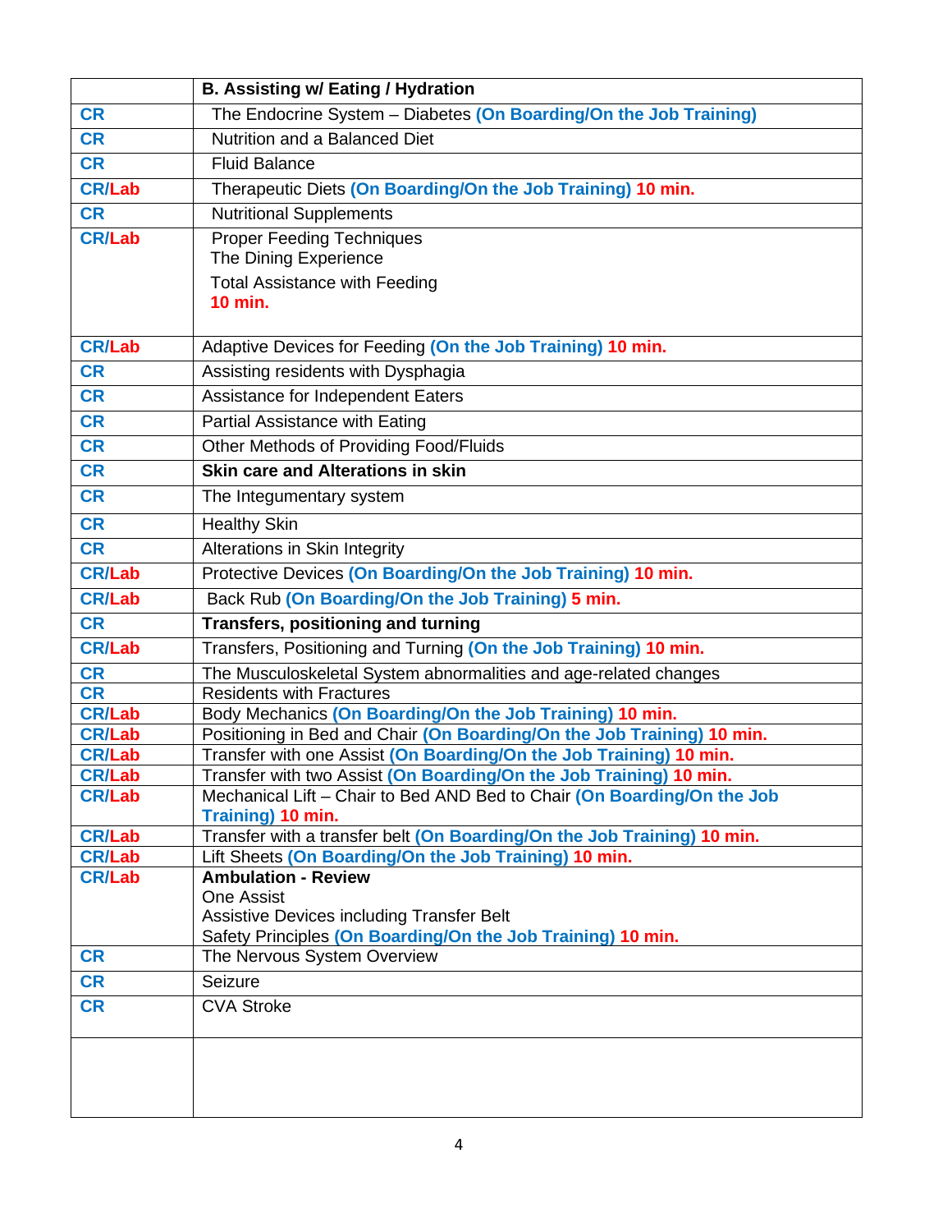| | **B. Assisting w/ Eating / Hydration** |
|---|---|
| CR | The Endocrine System – Diabetes **(On Boarding/On the Job Training)** |
| CR | Nutrition and a Balanced Diet |
| CR | Fluid Balance |
| CR/Lab | Therapeutic Diets **(On Boarding/On the Job Training) 10 min.** |
| CR | Nutritional Supplements |
| CR/Lab | Proper Feeding Techniques<br>The Dining Experience<br>Total Assistance with Feeding<br>**10 min.** |
| CR/Lab | Adaptive Devices for Feeding **(On the Job Training) 10 min.** |
| CR | Assisting residents with Dysphagia |
| CR | Assistance for Independent Eaters |
| CR | Partial Assistance with Eating |
| CR | Other Methods of Providing Food/Fluids |
| CR | **Skin care and Alterations in skin** |
| CR | The Integumentary system |
| CR | Healthy Skin |
| CR | Alterations in Skin Integrity |
| CR/Lab | Protective Devices **(On Boarding/On the Job Training) 10 min.** |
| CR/Lab | Back Rub **(On Boarding/On the Job Training) 5 min.** |
| CR | **Transfers, positioning and turning** |
| CR/Lab | Transfers, Positioning and Turning **(On the Job Training) 10 min.** |
| CR | The Musculoskeletal System abnormalities and age-related changes |
| CR | Residents with Fractures |
| CR/Lab | Body Mechanics **(On Boarding/On the Job Training) 10 min.** |
| CR/Lab | Positioning in Bed and Chair **(On Boarding/On the Job Training) 10 min.** |
| CR/Lab | Transfer with one Assist **(On Boarding/On the Job Training) 10 min.** |
| CR/Lab | Transfer with two Assist **(On Boarding/On the Job Training) 10 min.** |
| CR/Lab | Mechanical Lift – Chair to Bed AND Bed to Chair **(On Boarding/On the Job Training) 10 min.** |
| CR/Lab | Transfer with a transfer belt **(On Boarding/On the Job Training) 10 min.** |
| CR/Lab | Lift Sheets **(On Boarding/On the Job Training) 10 min.** |
| CR/Lab | **Ambulation - Review**<br>One Assist<br>Assistive Devices including Transfer Belt<br>Safety Principles **(On Boarding/On the Job Training) 10 min.** |
| CR | The Nervous System Overview |
| CR | Seizure |
| CR | CVA Stroke |
| | |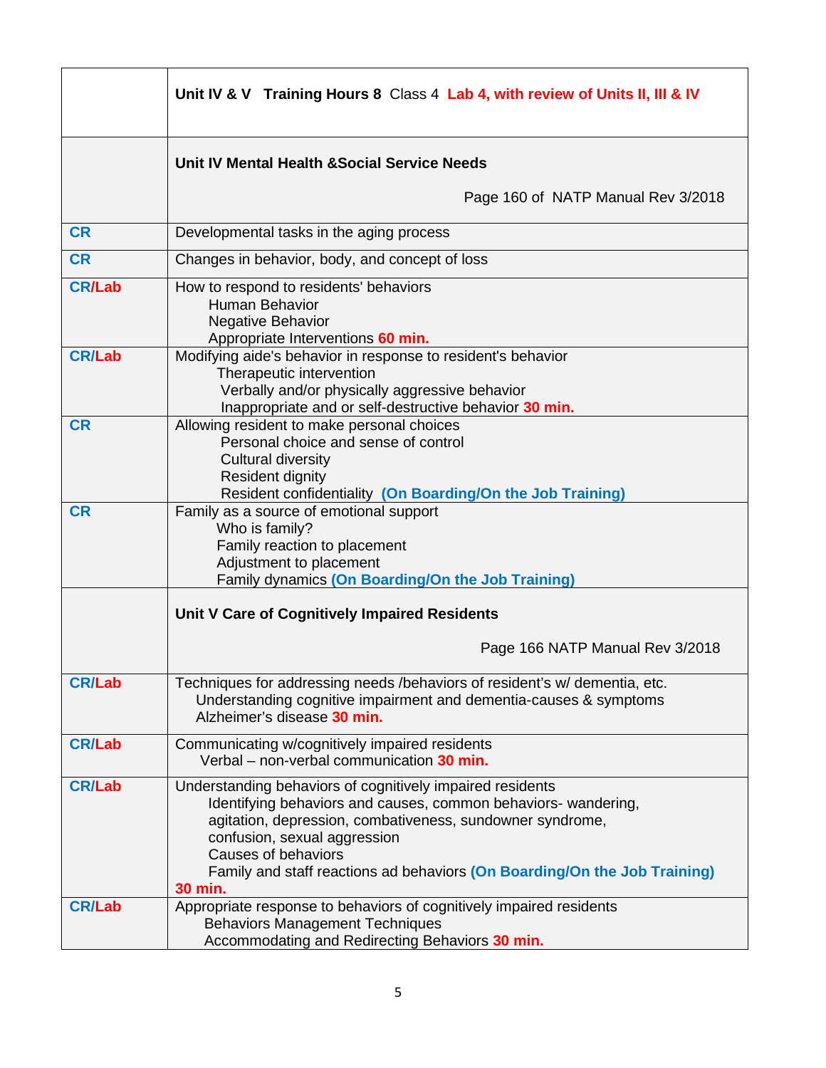| | **Unit IV & V Training Hours 8** Class 4 **Lab 4, with review of Units II, III & IV** |
|---|---|
| | **Unit IV Mental Health &Social Service Needs**<br><br>Page 160 of NATP Manual Rev 3/2018 |
| **CR** | Developmental tasks in the aging process |
| **CR** | Changes in behavior, body, and concept of loss |
| **CR/Lab** | How to respond to residents' behaviors<br>Human Behavior<br>Negative Behavior<br>Appropriate Interventions **60 min.** |
| **CR/Lab** | Modifying aide's behavior in response to resident's behavior<br>Therapeutic intervention<br>Verbally and/or physically aggressive behavior<br>Inappropriate and or self-destructive behavior **30 min.** |
| **CR** | Allowing resident to make personal choices<br>Personal choice and sense of control<br>Cultural diversity<br>Resident dignity<br>Resident confidentiality **(On Boarding/On the Job Training)** |
| **CR** | Family as a source of emotional support<br>Who is family?<br>Family reaction to placement<br>Adjustment to placement<br>Family dynamics **(On Boarding/On the Job Training)** |
| | **Unit V Care of Cognitively Impaired Residents**<br><br>Page 166 NATP Manual Rev 3/2018 |
| **CR/Lab** | Techniques for addressing needs /behaviors of resident's w/ dementia, etc.<br>Understanding cognitive impairment and dementia-causes & symptoms<br>Alzheimer's disease **30 min.** |
| **CR/Lab** | Communicating w/cognitively impaired residents<br>Verbal – non-verbal communication **30 min.** |
| **CR/Lab** | Understanding behaviors of cognitively impaired residents<br>Identifying behaviors and causes, common behaviors- wandering, agitation, depression, combativeness, sundowner syndrome, confusion, sexual aggression<br>Causes of behaviors<br>Family and staff reactions ad behaviors **(On Boarding/On the Job Training)** **30 min.** |
| **CR/Lab** | Appropriate response to behaviors of cognitively impaired residents<br>Behaviors Management Techniques<br>Accommodating and Redirecting Behaviors **30 min.** |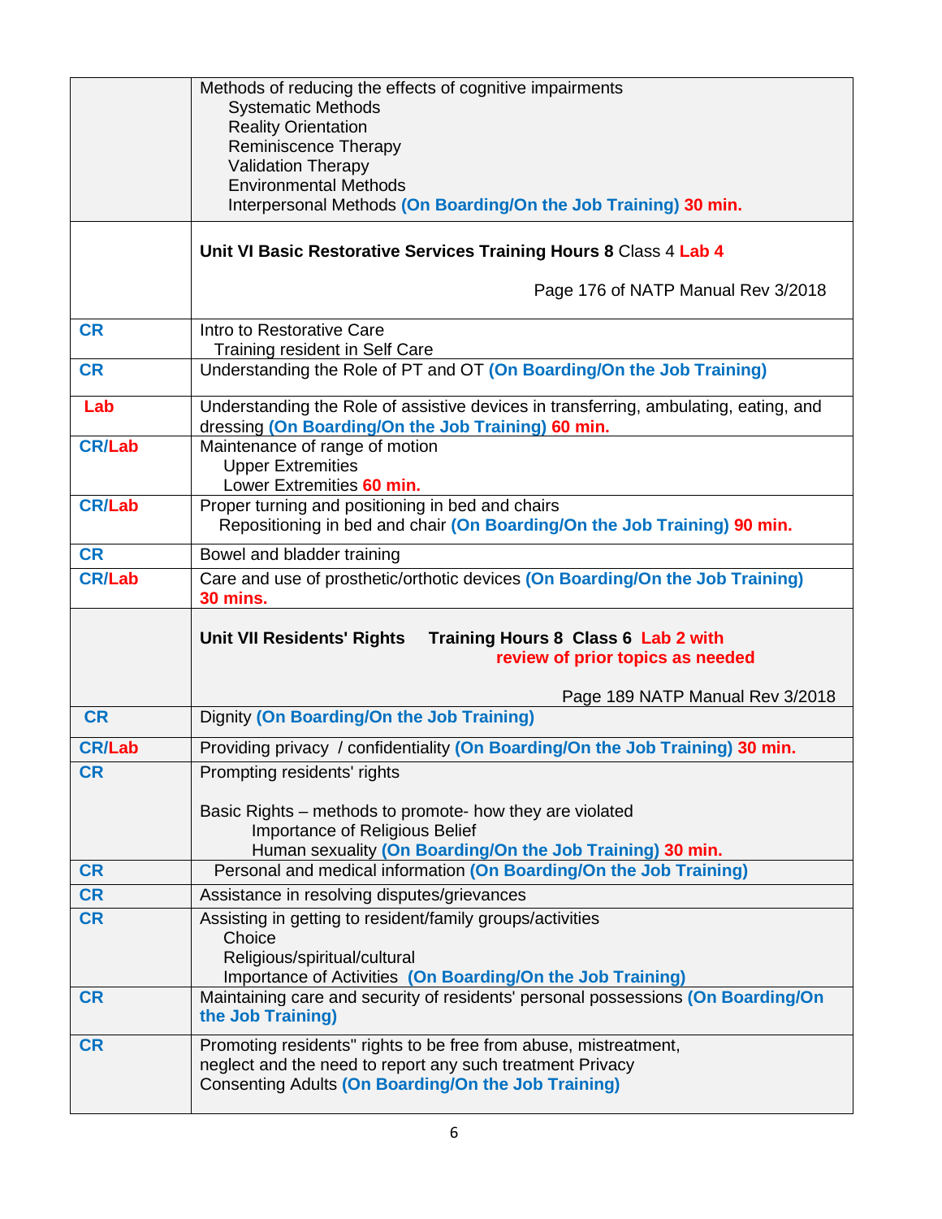| | |
|---|---|
| | Methods of reducing the effects of cognitive impairments<br>Systematic Methods<br>Reality Orientation<br>Reminiscence Therapy<br>Validation Therapy<br>Environmental Methods<br>Interpersonal Methods **(On Boarding/On the Job Training)** **30 min.** |
| | **Unit VI Basic Restorative Services Training Hours 8** Class 4 **Lab 4**<br><br>Page 176 of NATP Manual Rev 3/2018 |
| **CR** | Intro to Restorative Care<br>Training resident in Self Care |
| **CR** | Understanding the Role of PT and OT **(On Boarding/On the Job Training)** |
| **Lab** | Understanding the Role of assistive devices in transferring, ambulating, eating, and dressing **(On Boarding/On the Job Training)** **60 min.** |
| **CR/Lab** | Maintenance of range of motion<br>Upper Extremities<br>Lower Extremities **60 min.** |
| **CR/Lab** | Proper turning and positioning in bed and chairs<br>Repositioning in bed and chair **(On Boarding/On the Job Training)** **90 min.** |
| **CR** | Bowel and bladder training |
| **CR/Lab** | Care and use of prosthetic/orthotic devices **(On Boarding/On the Job Training)** **30 mins.** |
| | **Unit VII Residents' Rights Training Hours 8 Class 6** **Lab 2 with review of prior topics as needed**<br><br>Page 189 NATP Manual Rev 3/2018 |
| **CR** | Dignity **(On Boarding/On the Job Training)** |
| **CR/Lab** | Providing privacy / confidentiality **(On Boarding/On the Job Training)** **30 min.** |
| **CR** | Prompting residents' rights<br><br>Basic Rights – methods to promote- how they are violated<br>Importance of Religious Belief<br>Human sexuality **(On Boarding/On the Job Training)** **30 min.** |
| **CR** | Personal and medical information **(On Boarding/On the Job Training)** |
| **CR** | Assistance in resolving disputes/grievances |
| **CR** | Assisting in getting to resident/family groups/activities<br>Choice<br>Religious/spiritual/cultural<br>Importance of Activities **(On Boarding/On the Job Training)** |
| **CR** | Maintaining care and security of residents' personal possessions **(On Boarding/On the Job Training)** |
| **CR** | Promoting residents" rights to be free from abuse, mistreatment, neglect and the need to report any such treatment Privacy<br>Consenting Adults **(On Boarding/On the Job Training)** |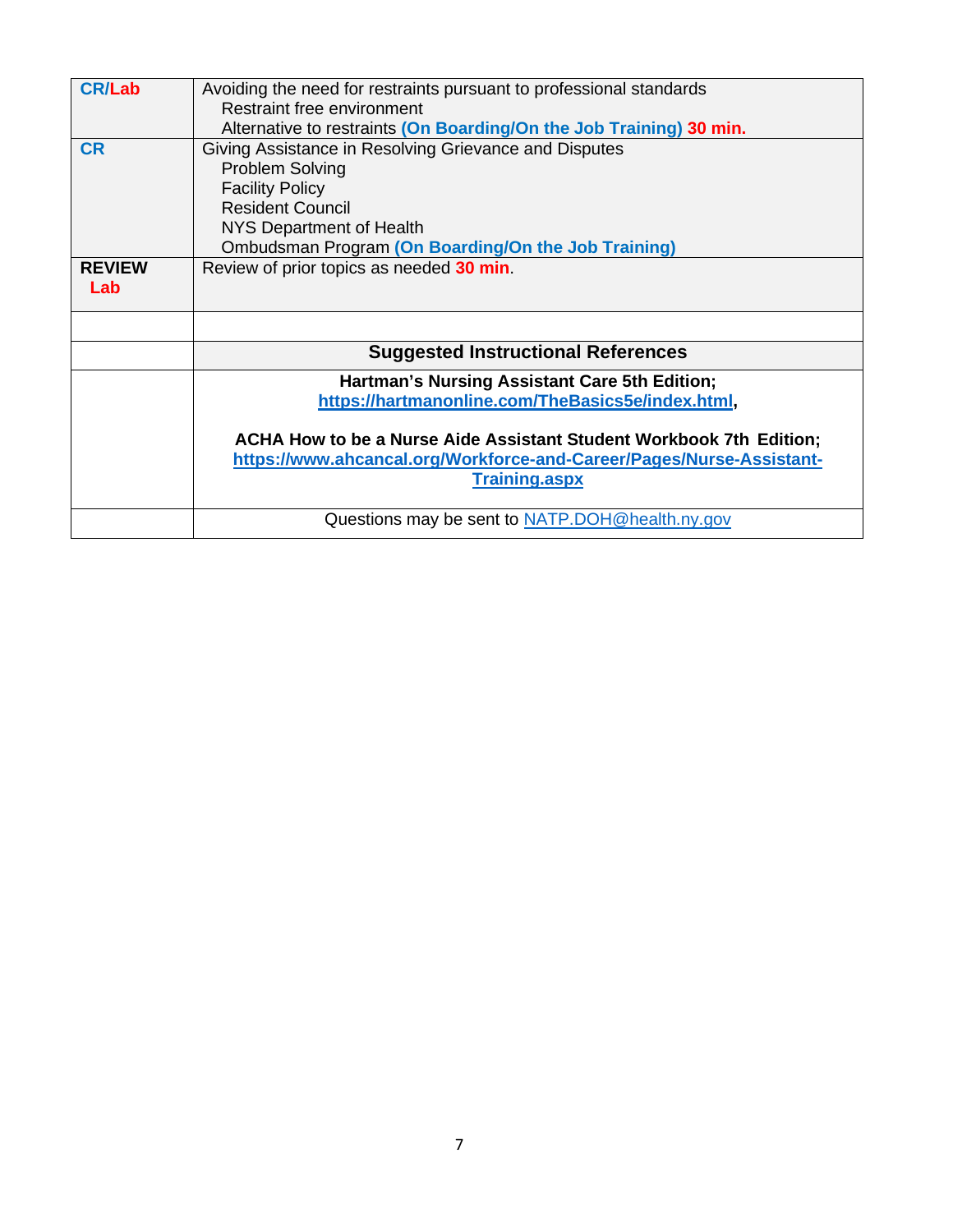| | |
|---|---|
| CR/Lab | Avoiding the need for restraints pursuant to professional standards<br>Restraint free environment<br>Alternative to restraints **(On Boarding/On the Job Training)** **30 min.** |
| CR | Giving Assistance in Resolving Grievance and Disputes<br>Problem Solving<br>Facility Policy<br>Resident Council<br>NYS Department of Health<br>Ombudsman Program **(On Boarding/On the Job Training)** |
| **REVIEW**<br>**Lab** | Review of prior topics as needed **30 min**. |
| | |
| | **Suggested Instructional References** |
| | **Hartman's Nursing Assistant Care 5th Edition;**<br>**https://hartmanonline.com/TheBasics5e/index.html**,<br><br>**ACHA How to be a Nurse Aide Assistant Student Workbook 7th Edition;**<br>**https://www.ahcancal.org/Workforce-and-Career/Pages/Nurse-Assistant-Training.aspx** |
| | Questions may be sent to NATP.DOH@health.ny.gov |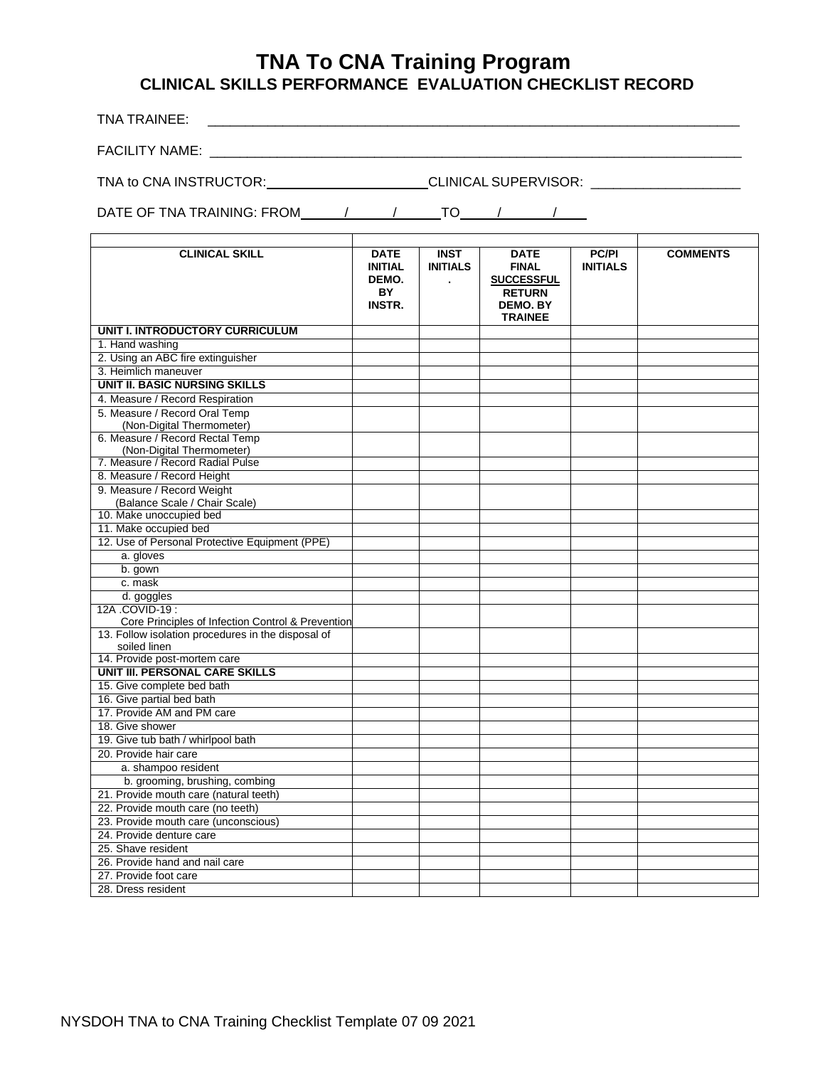# TNA To CNA Training Program

## CLINICAL SKILLS PERFORMANCE EVALUATION CHECKLIST RECORD

TNA TRAINEE: ______________________________________________________________________

FACILITY NAME: ____________________________________________________________________

TNA to CNA INSTRUCTOR: ______________________ CLINICAL SUPERVISOR: ___________________

DATE OF TNA TRAINING: FROM ____/____/____ TO ____/____/____

| CLINICAL SKILL | DATE INITIAL DEMO. BY INSTR. | INST INITIALS . | DATE FINAL **SUCCESSFUL** RETURN DEMO. BY TRAINEE | PC/PI INITIALS | COMMENTS |
|---|---|---|---|---|---|
| **UNIT I. INTRODUCTORY CURRICULUM** | | | | | |
| 1. Hand washing | | | | | |
| 2. Using an ABC fire extinguisher | | | | | |
| 3. Heimlich maneuver | | | | | |
| **UNIT II. BASIC NURSING SKILLS** | | | | | |
| 4. Measure / Record Respiration | | | | | |
| 5. Measure / Record Oral Temp (Non-Digital Thermometer) | | | | | |
| 6. Measure / Record Rectal Temp (Non-Digital Thermometer) | | | | | |
| 7. Measure / Record Radial Pulse | | | | | |
| 8. Measure / Record Height | | | | | |
| 9. Measure / Record Weight (Balance Scale / Chair Scale) | | | | | |
| 10. Make unoccupied bed | | | | | |
| 11. Make occupied bed | | | | | |
| 12. Use of Personal Protective Equipment (PPE) | | | | | |
| a. gloves | | | | | |
| b. gown | | | | | |
| c. mask | | | | | |
| d. goggles | | | | | |
| 12A .COVID-19 : Core Principles of Infection Control & Prevention | | | | | |
| 13. Follow isolation procedures in the disposal of soiled linen | | | | | |
| 14. Provide post-mortem care | | | | | |
| **UNIT III. PERSONAL CARE SKILLS** | | | | | |
| 15. Give complete bed bath | | | | | |
| 16. Give partial bed bath | | | | | |
| 17. Provide AM and PM care | | | | | |
| 18. Give shower | | | | | |
| 19. Give tub bath / whirlpool bath | | | | | |
| 20. Provide hair care | | | | | |
| a. shampoo resident | | | | | |
| b. grooming, brushing, combing | | | | | |
| 21. Provide mouth care (natural teeth) | | | | | |
| 22. Provide mouth care (no teeth) | | | | | |
| 23. Provide mouth care (unconscious) | | | | | |
| 24. Provide denture care | | | | | |
| 25. Shave resident | | | | | |
| 26. Provide hand and nail care | | | | | |
| 27. Provide foot care | | | | | |
| 28. Dress resident | | | | | |

NYSDOH TNA to CNA Training Checklist Template 07 09 2021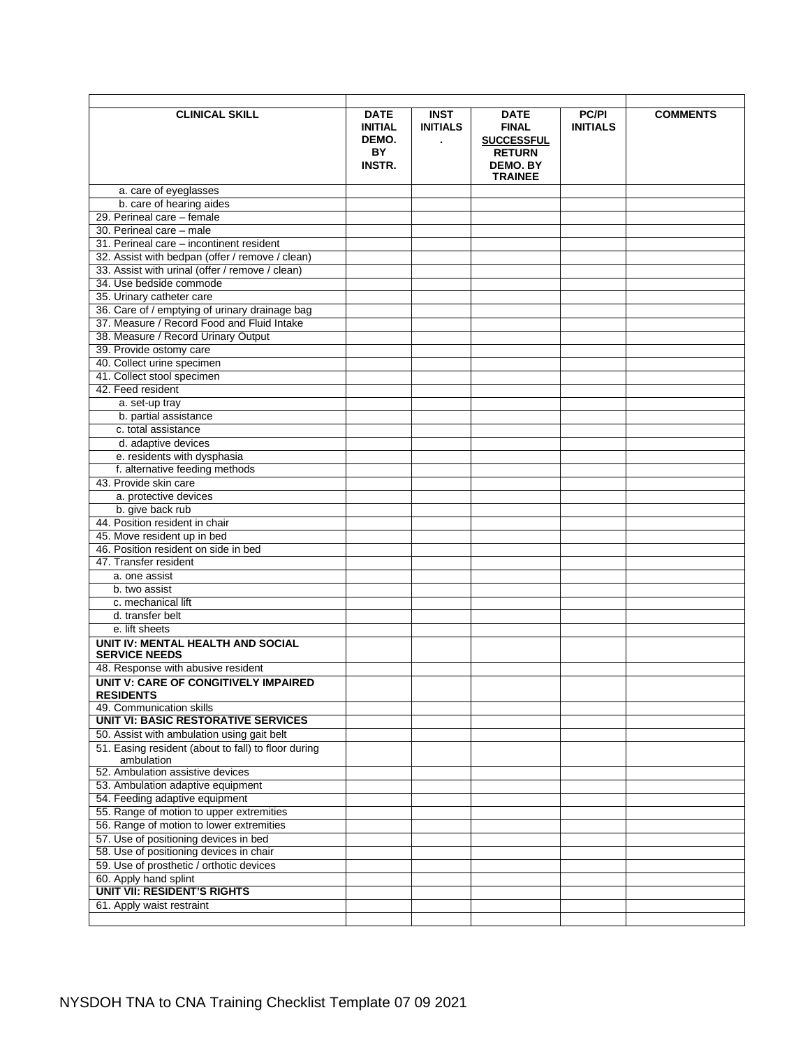| CLINICAL SKILL | DATE INITIAL DEMO. BY INSTR. | INST INITIALS . | DATE FINAL SUCCESSFUL RETURN DEMO. BY TRAINEE | PC/PI INITIALS | COMMENTS |
|---|---|---|---|---|---|
| a. care of eyeglasses | | | | | |
| b. care of hearing aides | | | | | |
| 29. Perineal care – female | | | | | |
| 30. Perineal care – male | | | | | |
| 31. Perineal care – incontinent resident | | | | | |
| 32. Assist with bedpan (offer / remove / clean) | | | | | |
| 33. Assist with urinal (offer / remove / clean) | | | | | |
| 34. Use bedside commode | | | | | |
| 35. Urinary catheter care | | | | | |
| 36. Care of / emptying of urinary drainage bag | | | | | |
| 37. Measure / Record Food and Fluid Intake | | | | | |
| 38. Measure / Record Urinary Output | | | | | |
| 39. Provide ostomy care | | | | | |
| 40. Collect urine specimen | | | | | |
| 41. Collect stool specimen | | | | | |
| 42. Feed resident | | | | | |
| a. set-up tray | | | | | |
| b. partial assistance | | | | | |
| c. total assistance | | | | | |
| d. adaptive devices | | | | | |
| e. residents with dysphasia | | | | | |
| f. alternative feeding methods | | | | | |
| 43. Provide skin care | | | | | |
| a. protective devices | | | | | |
| b. give back rub | | | | | |
| 44. Position resident in chair | | | | | |
| 45. Move resident up in bed | | | | | |
| 46. Position resident on side in bed | | | | | |
| 47. Transfer resident | | | | | |
| a. one assist | | | | | |
| b. two assist | | | | | |
| c. mechanical lift | | | | | |
| d. transfer belt | | | | | |
| e. lift sheets | | | | | |
| **UNIT IV: MENTAL HEALTH AND SOCIAL SERVICE NEEDS** | | | | | |
| 48. Response with abusive resident | | | | | |
| **UNIT V: CARE OF CONGITIVELY IMPAIRED RESIDENTS** | | | | | |
| 49. Communication skills | | | | | |
| **UNIT VI: BASIC RESTORATIVE SERVICES** | | | | | |
| 50. Assist with ambulation using gait belt | | | | | |
| 51. Easing resident (about to fall) to floor during ambulation | | | | | |
| 52. Ambulation assistive devices | | | | | |
| 53. Ambulation adaptive equipment | | | | | |
| 54. Feeding adaptive equipment | | | | | |
| 55. Range of motion to upper extremities | | | | | |
| 56. Range of motion to lower extremities | | | | | |
| 57. Use of positioning devices in bed | | | | | |
| 58. Use of positioning devices in chair | | | | | |
| 59. Use of prosthetic / orthotic devices | | | | | |
| 60. Apply hand splint | | | | | |
| **UNIT VII: RESIDENT'S RIGHTS** | | | | | |
| 61. Apply waist restraint | | | | | |
| | | | | | |

NYSDOH TNA to CNA Training Checklist Template 07 09 2021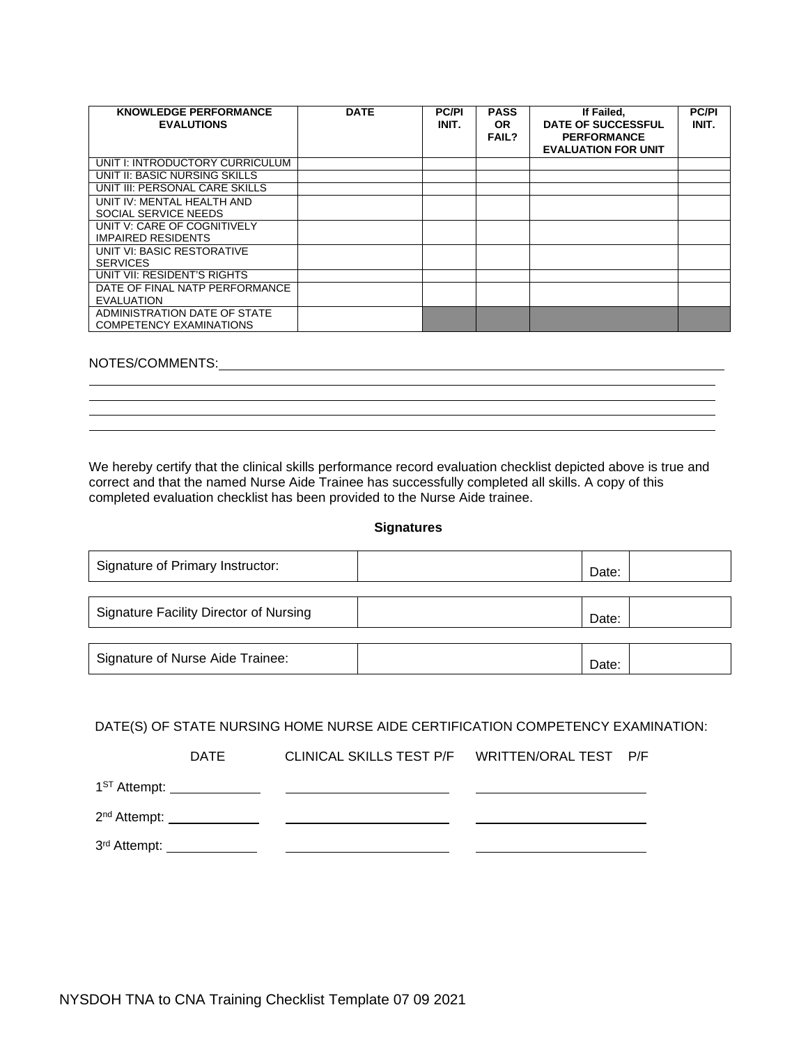| KNOWLEDGE PERFORMANCE EVALUTIONS | DATE | PC/PI INIT. | PASS OR FAIL? | If Failed, DATE OF SUCCESSFUL PERFORMANCE EVALUATION FOR UNIT | PC/PI INIT. |
|---|---|---|---|---|---|
| UNIT I: INTRODUCTORY CURRICULUM | | | | | |
| UNIT II: BASIC NURSING SKILLS | | | | | |
| UNIT III: PERSONAL CARE SKILLS | | | | | |
| UNIT IV: MENTAL HEALTH AND SOCIAL SERVICE NEEDS | | | | | |
| UNIT V: CARE OF COGNITIVELY IMPAIRED RESIDENTS | | | | | |
| UNIT VI: BASIC RESTORATIVE SERVICES | | | | | |
| UNIT VII: RESIDENT'S RIGHTS | | | | | |
| DATE OF FINAL NATP PERFORMANCE EVALUATION | | | | | |
| ADMINISTRATION DATE OF STATE COMPETENCY EXAMINATIONS | | | | | |

NOTES/COMMENTS: ____________________________________________

____________________________________________

____________________________________________

____________________________________________

____________________________________________

We hereby certify that the clinical skills performance record evaluation checklist depicted above is true and correct and that the named Nurse Aide Trainee has successfully completed all skills. A copy of this completed evaluation checklist has been provided to the Nurse Aide trainee.

**Signatures**

| Signature of Primary Instructor: | | Date: | |
|---|---|---|---|

| Signature Facility Director of Nursing | | Date: | |
|---|---|---|---|

| Signature of Nurse Aide Trainee: | | Date: | |
|---|---|---|---|

DATE(S) OF STATE NURSING HOME NURSE AIDE CERTIFICATION COMPETENCY EXAMINATION:

| DATE | CLINICAL SKILLS TEST P/F | WRITTEN/ORAL TEST P/F |
|---|---|---|
| 1ST Attempt: ____________ | ____________ | ____________ |
| 2nd Attempt: ____________ | ____________ | ____________ |
| 3rd Attempt: ____________ | ____________ | ____________ |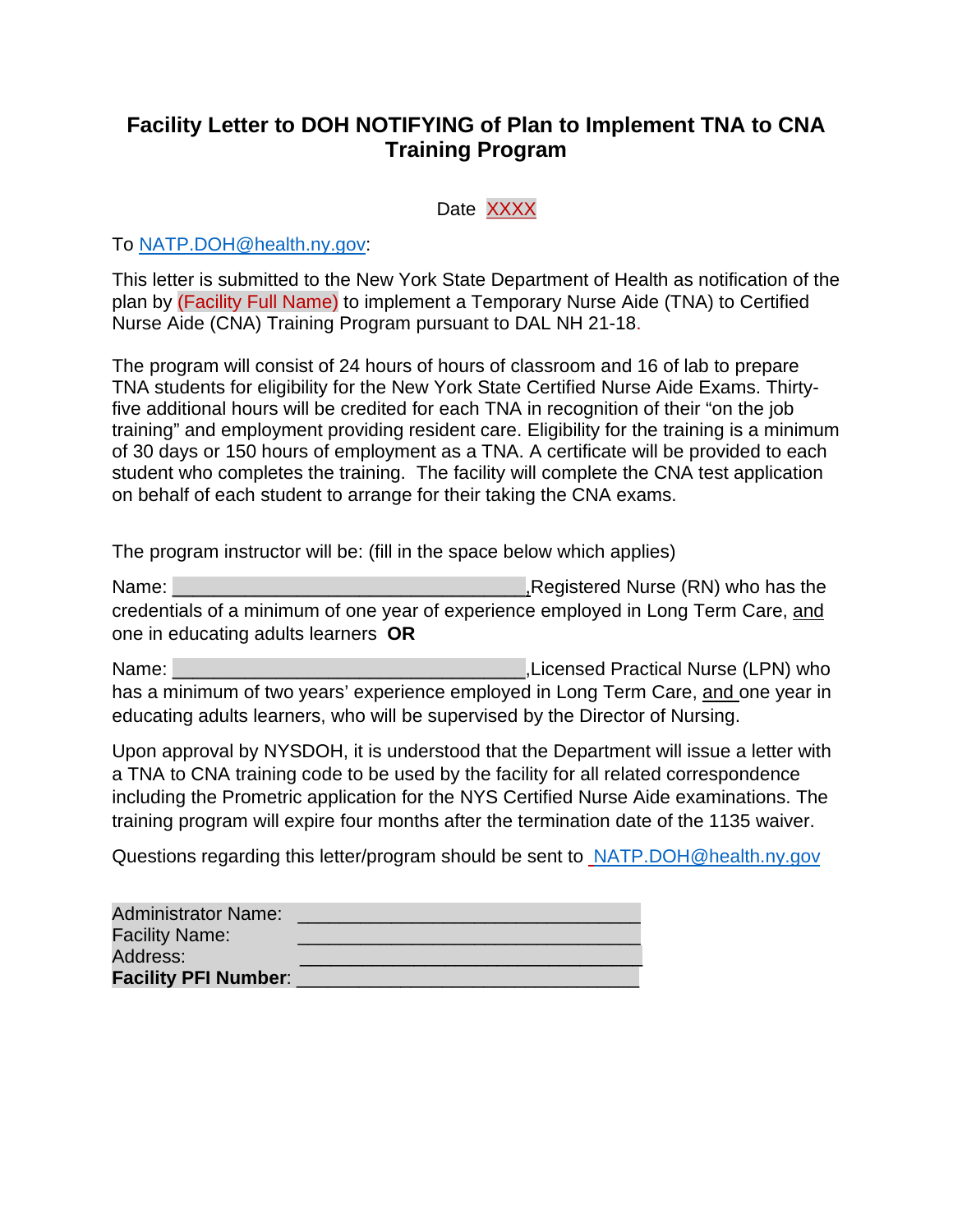# Facility Letter to DOH NOTIFYING of Plan to Implement TNA to CNA Training Program

Date XXXX

To NATP.DOH@health.ny.gov:

This letter is submitted to the New York State Department of Health as notification of the plan by (Facility Full Name) to implement a Temporary Nurse Aide (TNA) to Certified Nurse Aide (CNA) Training Program pursuant to DAL NH 21-18.

The program will consist of 24 hours of hours of classroom and 16 of lab to prepare TNA students for eligibility for the New York State Certified Nurse Aide Exams. Thirty-five additional hours will be credited for each TNA in recognition of their "on the job training" and employment providing resident care. Eligibility for the training is a minimum of 30 days or 150 hours of employment as a TNA. A certificate will be provided to each student who completes the training. The facility will complete the CNA test application on behalf of each student to arrange for their taking the CNA exams.

The program instructor will be: (fill in the space below which applies)

Name: ________________________________,Registered Nurse (RN) who has the credentials of a minimum of one year of experience employed in Long Term Care, and one in educating adults learners **OR**

Name: ________________________________,Licensed Practical Nurse (LPN) who has a minimum of two years' experience employed in Long Term Care, and one year in educating adults learners, who will be supervised by the Director of Nursing.

Upon approval by NYSDOH, it is understood that the Department will issue a letter with a TNA to CNA training code to be used by the facility for all related correspondence including the Prometric application for the NYS Certified Nurse Aide examinations. The training program will expire four months after the termination date of the 1135 waiver.

Questions regarding this letter/program should be sent to NATP.DOH@health.ny.gov

Administrator Name: ________________________________
Facility Name: ________________________________
Address: ________________________________
**Facility PFI Number**: ________________________________